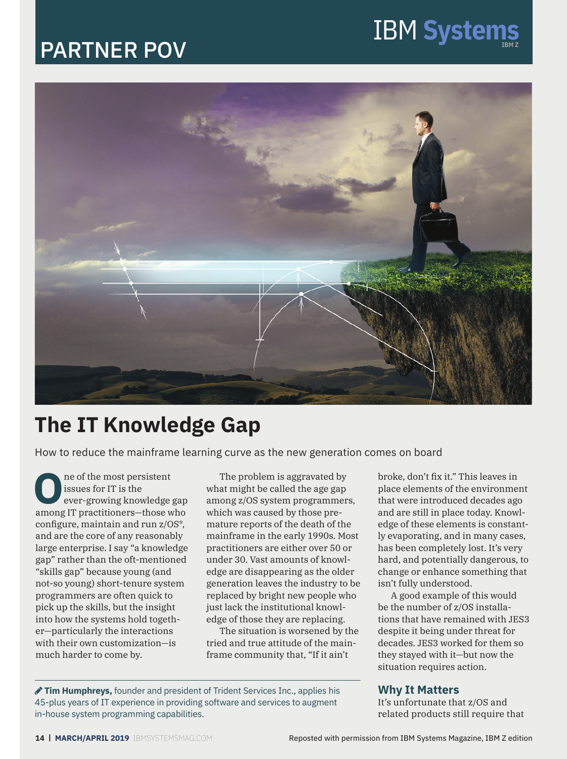PARTNER POV

IBM Systems IBM Z

# The IT Knowledge Gap

How to reduce the mainframe learning curve as the new generation comes on board

One of the most persistent issues for IT is the ever-growing knowledge gap among IT practitioners—those who configure, maintain and run z/OS*, and are the core of any reasonably large enterprise. I say "a knowledge gap" rather than the oft-mentioned "skills gap" because young (and not-so young) short-tenure system programmers are often quick to pick up the skills, but the insight into how the systems hold together—particularly the interactions with their own customization—is much harder to come by.

The problem is aggravated by what might be called the age gap among z/OS system programmers, which was caused by those premature reports of the death of the mainframe in the early 1990s. Most practitioners are either over 50 or under 30. Vast amounts of knowledge are disappearing as the older generation leaves the industry to be replaced by bright new people who just lack the institutional knowledge of those they are replacing.

The situation is worsened by the tried and true attitude of the mainframe community that, "If it ain't broke, don't fix it." This leaves in place elements of the environment that were introduced decades ago and are still in place today. Knowledge of these elements is constantly evaporating, and in many cases, has been completely lost. It's very hard, and potentially dangerous, to change or enhance something that isn't fully understood.

A good example of this would be the number of z/OS installations that have remained with JES3 despite it being under threat for decades. JES3 worked for them so they stayed with it—but now the situation requires action.

## Why It Matters

It's unfortunate that z/OS and related products still require that

**Tim Humphreys,** founder and president of Trident Services Inc., applies his 45-plus years of IT experience in providing software and services to augment in-house system programming capabilities.

Reposted with permission from IBM Systems Magazine, IBM Z edition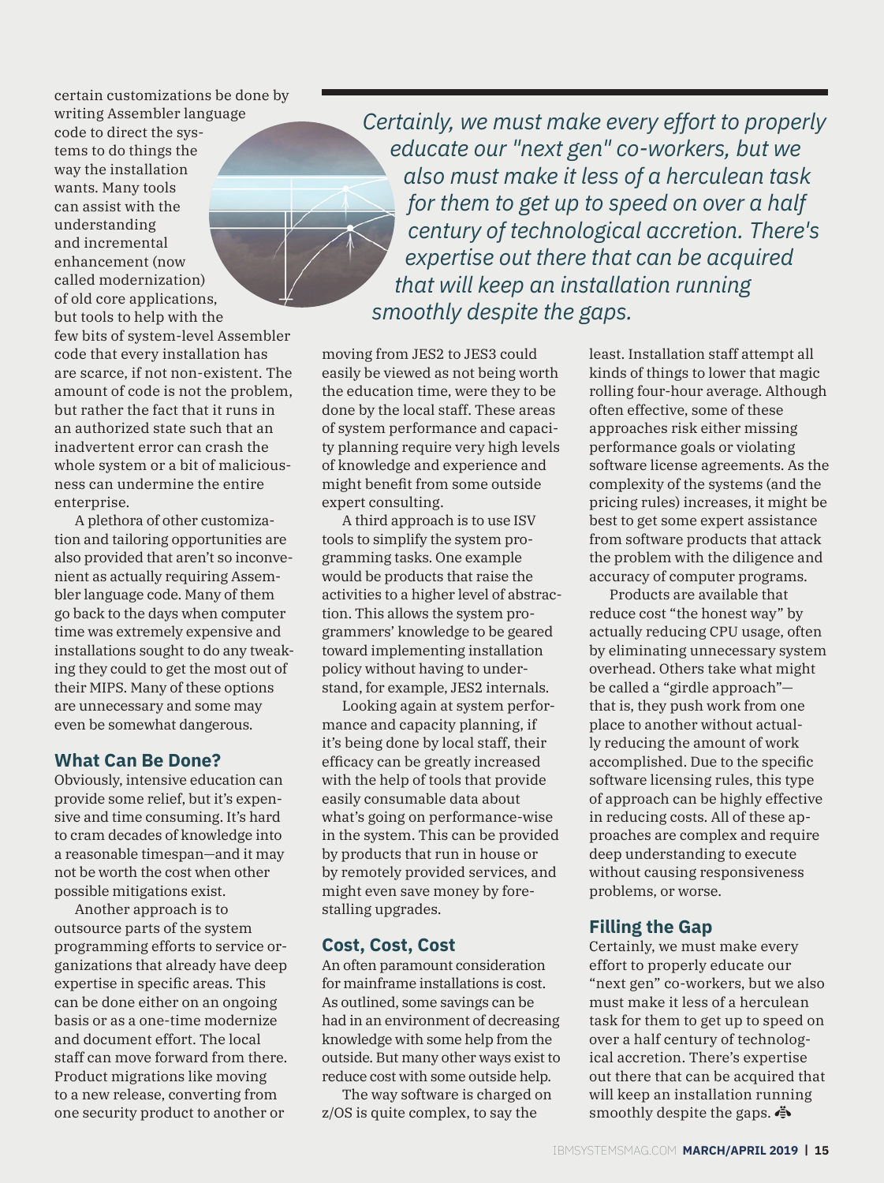certain customizations be done by writing Assembler language code to direct the systems to do things the way the installation wants. Many tools can assist with the understanding and incremental enhancement (now called modernization) of old core applications, but tools to help with the few bits of system-level Assembler code that every installation has are scarce, if not non-existent. The amount of code is not the problem, but rather the fact that it runs in an authorized state such that an inadvertent error can crash the whole system or a bit of maliciousness can undermine the entire enterprise.

A plethora of other customization and tailoring opportunities are also provided that aren't so inconvenient as actually requiring Assembler language code. Many of them go back to the days when computer time was extremely expensive and installations sought to do any tweaking they could to get the most out of their MIPS. Many of these options are unnecessary and some may even be somewhat dangerous.

*Certainly, we must make every effort to properly educate our "next gen" co-workers, but we also must make it less of a herculean task for them to get up to speed on over a half century of technological accretion. There's expertise out there that can be acquired that will keep an installation running smoothly despite the gaps.*

## What Can Be Done?

Obviously, intensive education can provide some relief, but it's expensive and time consuming. It's hard to cram decades of knowledge into a reasonable timespan—and it may not be worth the cost when other possible mitigations exist.

Another approach is to outsource parts of the system programming efforts to service organizations that already have deep expertise in specific areas. This can be done either on an ongoing basis or as a one-time modernize and document effort. The local staff can move forward from there. Product migrations like moving to a new release, converting from one security product to another or moving from JES2 to JES3 could easily be viewed as not being worth the education time, were they to be done by the local staff. These areas of system performance and capacity planning require very high levels of knowledge and experience and might benefit from some outside expert consulting.

A third approach is to use ISV tools to simplify the system programming tasks. One example would be products that raise the activities to a higher level of abstraction. This allows the system programmers' knowledge to be geared toward implementing installation policy without having to understand, for example, JES2 internals.

Looking again at system performance and capacity planning, if it's being done by local staff, their efficacy can be greatly increased with the help of tools that provide easily consumable data about what's going on performance-wise in the system. This can be provided by products that run in house or by remotely provided services, and might even save money by forestalling upgrades.

## Cost, Cost, Cost

An often paramount consideration for mainframe installations is cost. As outlined, some savings can be had in an environment of decreasing knowledge with some help from the outside. But many other ways exist to reduce cost with some outside help.

The way software is charged on z/OS is quite complex, to say the least. Installation staff attempt all kinds of things to lower that magic rolling four-hour average. Although often effective, some of these approaches risk either missing performance goals or violating software license agreements. As the complexity of the systems (and the pricing rules) increases, it might be best to get some expert assistance from software products that attack the problem with the diligence and accuracy of computer programs.

Products are available that reduce cost "the honest way" by actually reducing CPU usage, often by eliminating unnecessary system overhead. Others take what might be called a "girdle approach"—that is, they push work from one place to another without actually reducing the amount of work accomplished. Due to the specific software licensing rules, this type of approach can be highly effective in reducing costs. All of these approaches are complex and require deep understanding to execute without causing responsiveness problems, or worse.

## Filling the Gap

Certainly, we must make every effort to properly educate our "next gen" co-workers, but we also must make it less of a herculean task for them to get up to speed on over a half century of technological accretion. There's expertise out there that can be acquired that will keep an installation running smoothly despite the gaps.